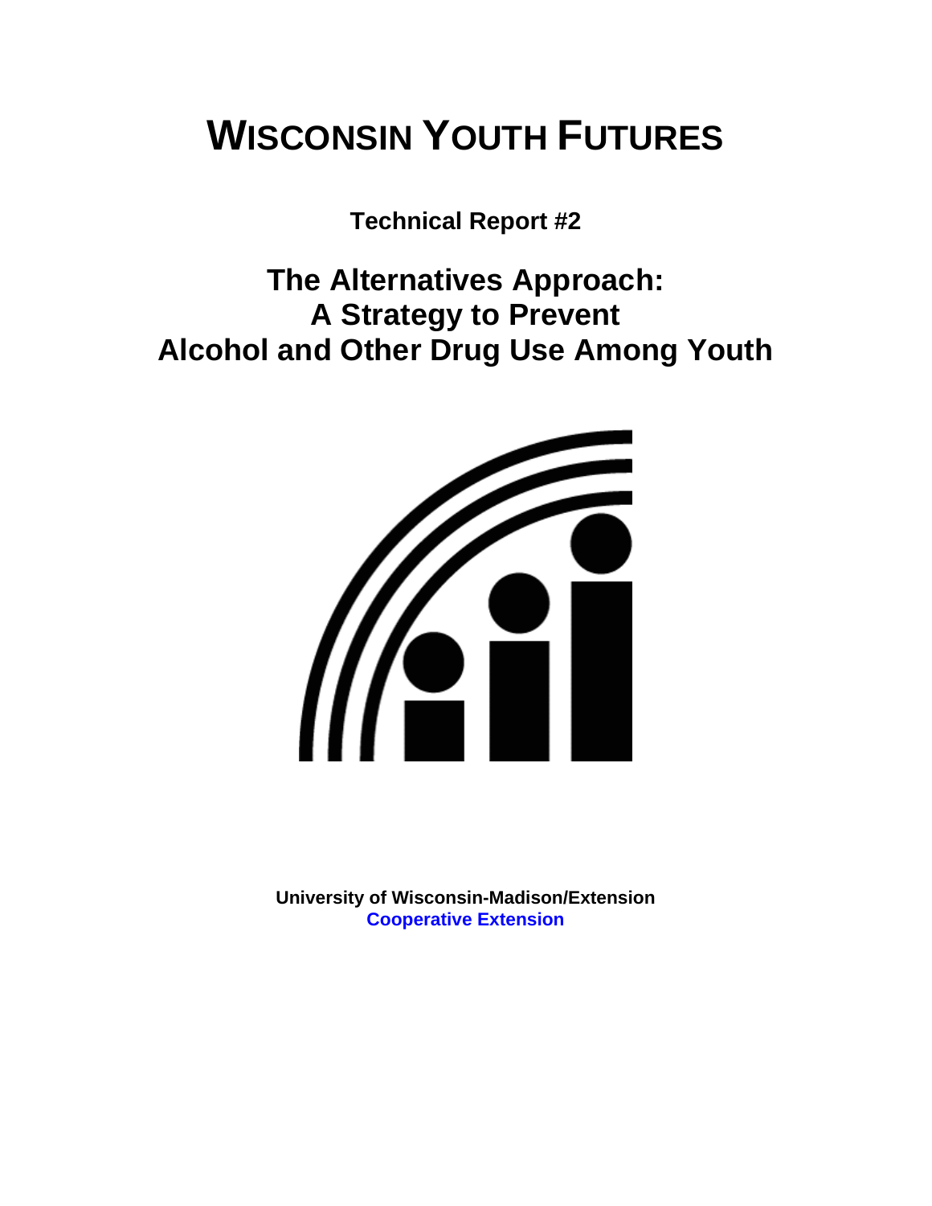# WISCONSIN YOUTH FUTURES

**Technical Report #2**

## The Alternatives Approach: A Strategy to Prevent Alcohol and Other Drug Use Among Youth

**University of Wisconsin-Madison/Extension**
**Cooperative Extension**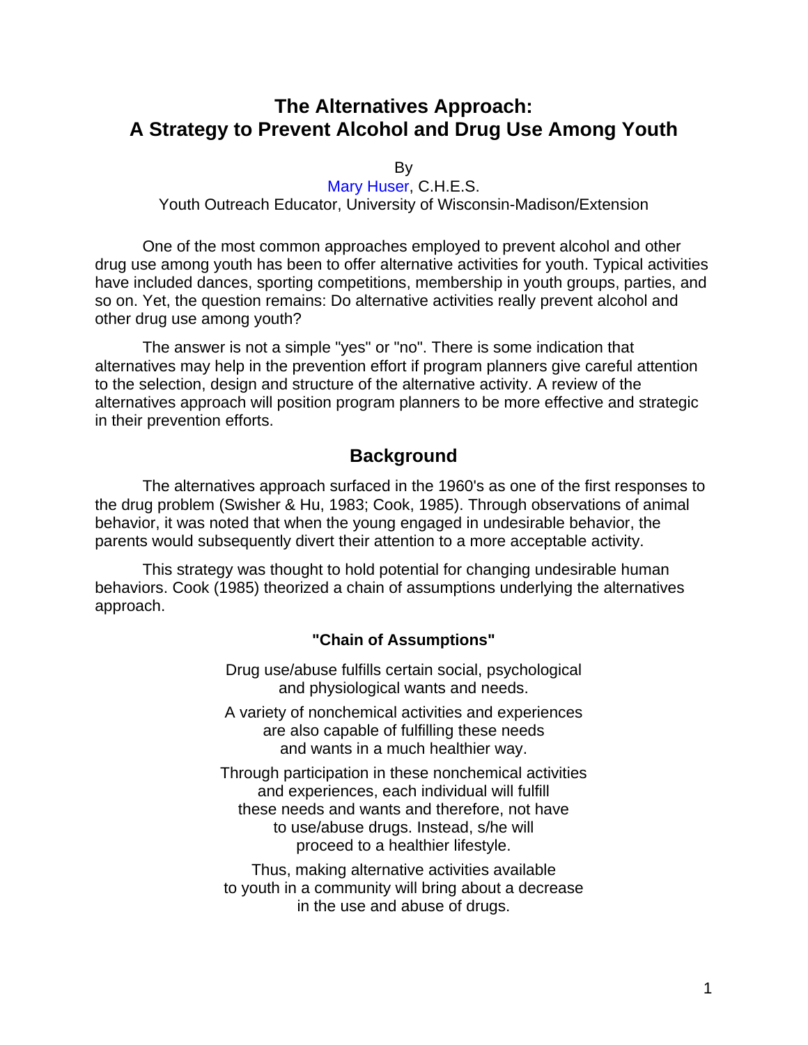# The Alternatives Approach: A Strategy to Prevent Alcohol and Drug Use Among Youth

By

Mary Huser, C.H.E.S.

Youth Outreach Educator, University of Wisconsin-Madison/Extension

One of the most common approaches employed to prevent alcohol and other drug use among youth has been to offer alternative activities for youth. Typical activities have included dances, sporting competitions, membership in youth groups, parties, and so on. Yet, the question remains: Do alternative activities really prevent alcohol and other drug use among youth?

The answer is not a simple "yes" or "no". There is some indication that alternatives may help in the prevention effort if program planners give careful attention to the selection, design and structure of the alternative activity. A review of the alternatives approach will position program planners to be more effective and strategic in their prevention efforts.

## Background

The alternatives approach surfaced in the 1960's as one of the first responses to the drug problem (Swisher & Hu, 1983; Cook, 1985). Through observations of animal behavior, it was noted that when the young engaged in undesirable behavior, the parents would subsequently divert their attention to a more acceptable activity.

This strategy was thought to hold potential for changing undesirable human behaviors. Cook (1985) theorized a chain of assumptions underlying the alternatives approach.

**"Chain of Assumptions"**

Drug use/abuse fulfills certain social, psychological and physiological wants and needs.

A variety of nonchemical activities and experiences are also capable of fulfilling these needs and wants in a much healthier way.

Through participation in these nonchemical activities and experiences, each individual will fulfill these needs and wants and therefore, not have to use/abuse drugs. Instead, s/he will proceed to a healthier lifestyle.

Thus, making alternative activities available to youth in a community will bring about a decrease in the use and abuse of drugs.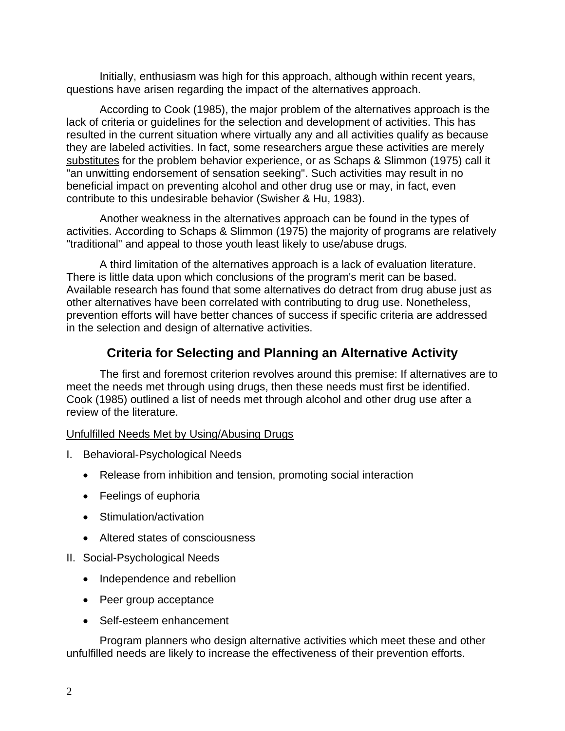Initially, enthusiasm was high for this approach, although within recent years, questions have arisen regarding the impact of the alternatives approach.

According to Cook (1985), the major problem of the alternatives approach is the lack of criteria or guidelines for the selection and development of activities. This has resulted in the current situation where virtually any and all activities qualify as because they are labeled activities. In fact, some researchers argue these activities are merely substitutes for the problem behavior experience, or as Schaps & Slimmon (1975) call it "an unwitting endorsement of sensation seeking". Such activities may result in no beneficial impact on preventing alcohol and other drug use or may, in fact, even contribute to this undesirable behavior (Swisher & Hu, 1983).

Another weakness in the alternatives approach can be found in the types of activities. According to Schaps & Slimmon (1975) the majority of programs are relatively "traditional" and appeal to those youth least likely to use/abuse drugs.

A third limitation of the alternatives approach is a lack of evaluation literature. There is little data upon which conclusions of the program's merit can be based. Available research has found that some alternatives do detract from drug abuse just as other alternatives have been correlated with contributing to drug use. Nonetheless, prevention efforts will have better chances of success if specific criteria are addressed in the selection and design of alternative activities.

## Criteria for Selecting and Planning an Alternative Activity

The first and foremost criterion revolves around this premise: If alternatives are to meet the needs met through using drugs, then these needs must first be identified. Cook (1985) outlined a list of needs met through alcohol and other drug use after a review of the literature.

Unfulfilled Needs Met by Using/Abusing Drugs

I. Behavioral-Psychological Needs

- Release from inhibition and tension, promoting social interaction
- Feelings of euphoria
- Stimulation/activation
- Altered states of consciousness

II. Social-Psychological Needs

- Independence and rebellion
- Peer group acceptance
- Self-esteem enhancement

Program planners who design alternative activities which meet these and other unfulfilled needs are likely to increase the effectiveness of their prevention efforts.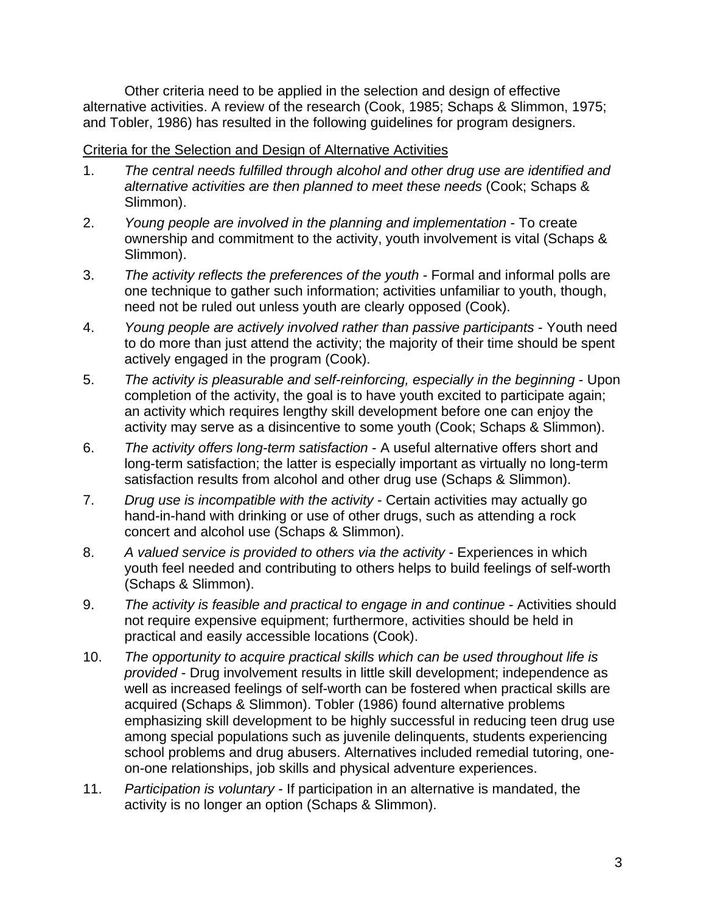Other criteria need to be applied in the selection and design of effective alternative activities. A review of the research (Cook, 1985; Schaps & Slimmon, 1975; and Tobler, 1986) has resulted in the following guidelines for program designers.

<u>Criteria for the Selection and Design of Alternative Activities</u>

1. *The central needs fulfilled through alcohol and other drug use are identified and alternative activities are then planned to meet these needs* (Cook; Schaps & Slimmon).
2. *Young people are involved in the planning and implementation* - To create ownership and commitment to the activity, youth involvement is vital (Schaps & Slimmon).
3. *The activity reflects the preferences of the youth* - Formal and informal polls are one technique to gather such information; activities unfamiliar to youth, though, need not be ruled out unless youth are clearly opposed (Cook).
4. *Young people are actively involved rather than passive participants* - Youth need to do more than just attend the activity; the majority of their time should be spent actively engaged in the program (Cook).
5. *The activity is pleasurable and self-reinforcing, especially in the beginning* - Upon completion of the activity, the goal is to have youth excited to participate again; an activity which requires lengthy skill development before one can enjoy the activity may serve as a disincentive to some youth (Cook; Schaps & Slimmon).
6. *The activity offers long-term satisfaction* - A useful alternative offers short and long-term satisfaction; the latter is especially important as virtually no long-term satisfaction results from alcohol and other drug use (Schaps & Slimmon).
7. *Drug use is incompatible with the activity* - Certain activities may actually go hand-in-hand with drinking or use of other drugs, such as attending a rock concert and alcohol use (Schaps & Slimmon).
8. *A valued service is provided to others via the activity* - Experiences in which youth feel needed and contributing to others helps to build feelings of self-worth (Schaps & Slimmon).
9. *The activity is feasible and practical to engage in and continue* - Activities should not require expensive equipment; furthermore, activities should be held in practical and easily accessible locations (Cook).
10. *The opportunity to acquire practical skills which can be used throughout life is provided* - Drug involvement results in little skill development; independence as well as increased feelings of self-worth can be fostered when practical skills are acquired (Schaps & Slimmon). Tobler (1986) found alternative problems emphasizing skill development to be highly successful in reducing teen drug use among special populations such as juvenile delinquents, students experiencing school problems and drug abusers. Alternatives included remedial tutoring, one-on-one relationships, job skills and physical adventure experiences.
11. *Participation is voluntary* - If participation in an alternative is mandated, the activity is no longer an option (Schaps & Slimmon).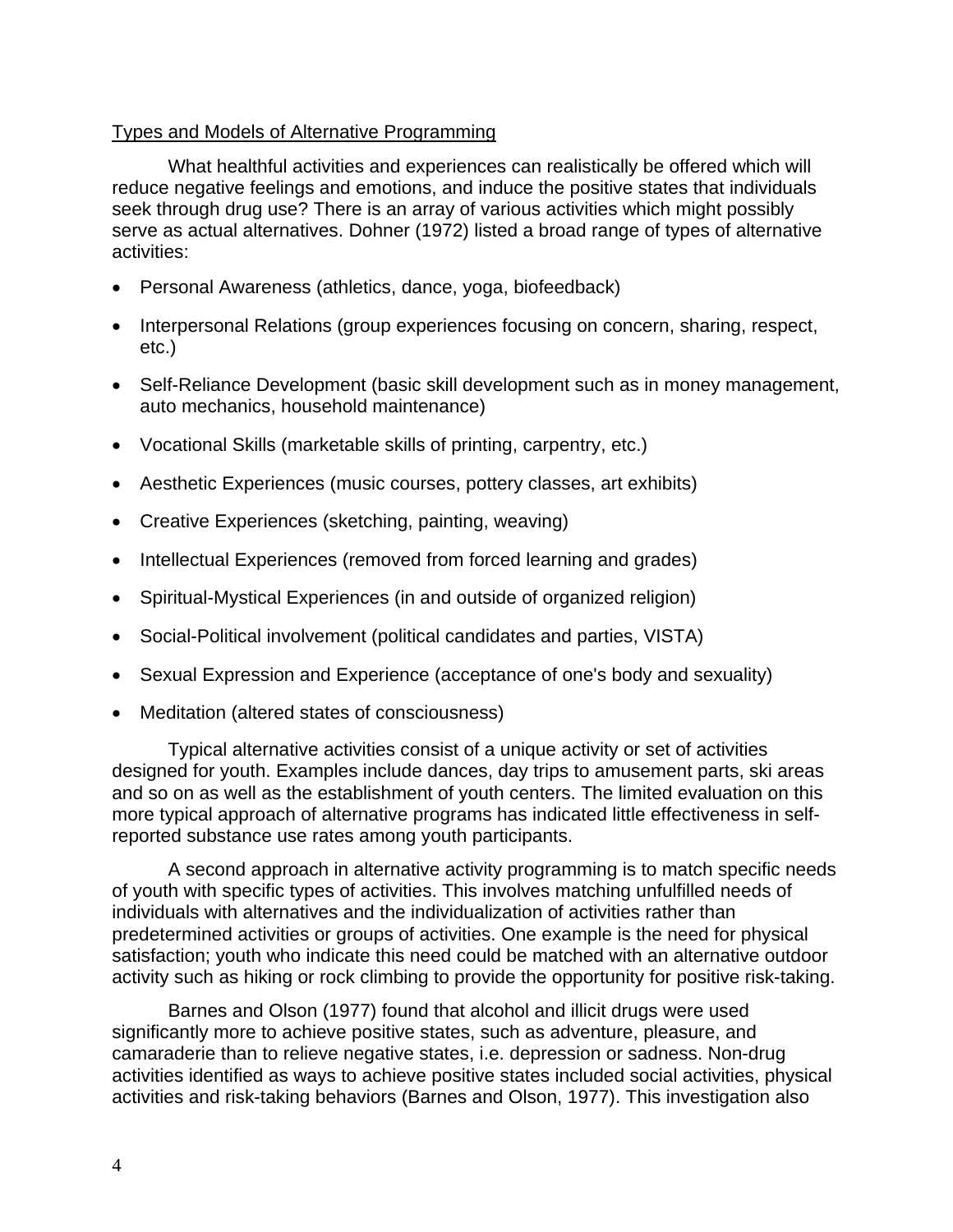Types and Models of Alternative Programming

What healthful activities and experiences can realistically be offered which will reduce negative feelings and emotions, and induce the positive states that individuals seek through drug use? There is an array of various activities which might possibly serve as actual alternatives. Dohner (1972) listed a broad range of types of alternative activities:

- Personal Awareness (athletics, dance, yoga, biofeedback)
- Interpersonal Relations (group experiences focusing on concern, sharing, respect, etc.)
- Self-Reliance Development (basic skill development such as in money management, auto mechanics, household maintenance)
- Vocational Skills (marketable skills of printing, carpentry, etc.)
- Aesthetic Experiences (music courses, pottery classes, art exhibits)
- Creative Experiences (sketching, painting, weaving)
- Intellectual Experiences (removed from forced learning and grades)
- Spiritual-Mystical Experiences (in and outside of organized religion)
- Social-Political involvement (political candidates and parties, VISTA)
- Sexual Expression and Experience (acceptance of one's body and sexuality)
- Meditation (altered states of consciousness)

Typical alternative activities consist of a unique activity or set of activities designed for youth. Examples include dances, day trips to amusement parts, ski areas and so on as well as the establishment of youth centers. The limited evaluation on this more typical approach of alternative programs has indicated little effectiveness in self-reported substance use rates among youth participants.

A second approach in alternative activity programming is to match specific needs of youth with specific types of activities. This involves matching unfulfilled needs of individuals with alternatives and the individualization of activities rather than predetermined activities or groups of activities. One example is the need for physical satisfaction; youth who indicate this need could be matched with an alternative outdoor activity such as hiking or rock climbing to provide the opportunity for positive risk-taking.

Barnes and Olson (1977) found that alcohol and illicit drugs were used significantly more to achieve positive states, such as adventure, pleasure, and camaraderie than to relieve negative states, i.e. depression or sadness. Non-drug activities identified as ways to achieve positive states included social activities, physical activities and risk-taking behaviors (Barnes and Olson, 1977). This investigation also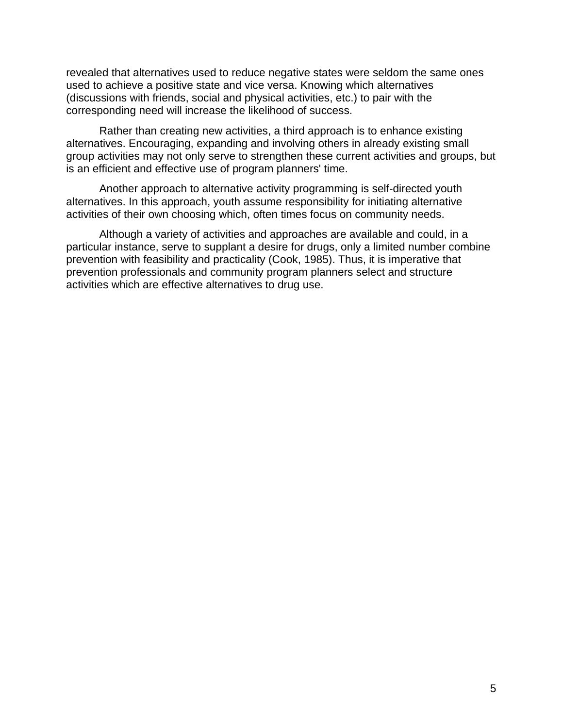revealed that alternatives used to reduce negative states were seldom the same ones used to achieve a positive state and vice versa. Knowing which alternatives (discussions with friends, social and physical activities, etc.) to pair with the corresponding need will increase the likelihood of success.

Rather than creating new activities, a third approach is to enhance existing alternatives. Encouraging, expanding and involving others in already existing small group activities may not only serve to strengthen these current activities and groups, but is an efficient and effective use of program planners' time.

Another approach to alternative activity programming is self-directed youth alternatives. In this approach, youth assume responsibility for initiating alternative activities of their own choosing which, often times focus on community needs.

Although a variety of activities and approaches are available and could, in a particular instance, serve to supplant a desire for drugs, only a limited number combine prevention with feasibility and practicality (Cook, 1985). Thus, it is imperative that prevention professionals and community program planners select and structure activities which are effective alternatives to drug use.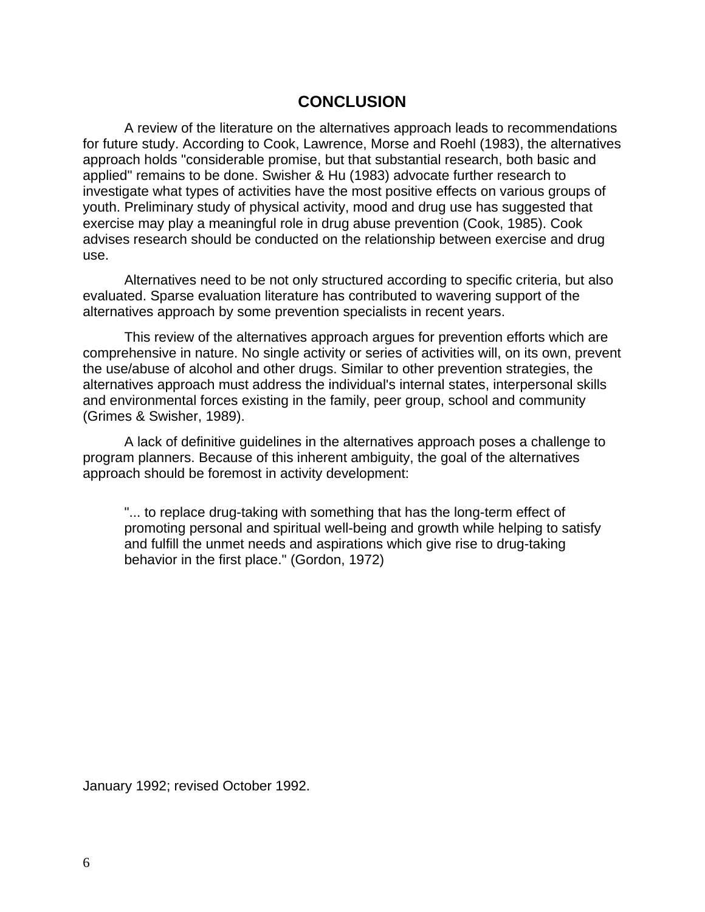## CONCLUSION

A review of the literature on the alternatives approach leads to recommendations for future study. According to Cook, Lawrence, Morse and Roehl (1983), the alternatives approach holds "considerable promise, but that substantial research, both basic and applied" remains to be done. Swisher & Hu (1983) advocate further research to investigate what types of activities have the most positive effects on various groups of youth. Preliminary study of physical activity, mood and drug use has suggested that exercise may play a meaningful role in drug abuse prevention (Cook, 1985). Cook advises research should be conducted on the relationship between exercise and drug use.

Alternatives need to be not only structured according to specific criteria, but also evaluated. Sparse evaluation literature has contributed to wavering support of the alternatives approach by some prevention specialists in recent years.

This review of the alternatives approach argues for prevention efforts which are comprehensive in nature. No single activity or series of activities will, on its own, prevent the use/abuse of alcohol and other drugs. Similar to other prevention strategies, the alternatives approach must address the individual's internal states, interpersonal skills and environmental forces existing in the family, peer group, school and community (Grimes & Swisher, 1989).

A lack of definitive guidelines in the alternatives approach poses a challenge to program planners. Because of this inherent ambiguity, the goal of the alternatives approach should be foremost in activity development:

> "... to replace drug-taking with something that has the long-term effect of promoting personal and spiritual well-being and growth while helping to satisfy and fulfill the unmet needs and aspirations which give rise to drug-taking behavior in the first place." (Gordon, 1972)

January 1992; revised October 1992.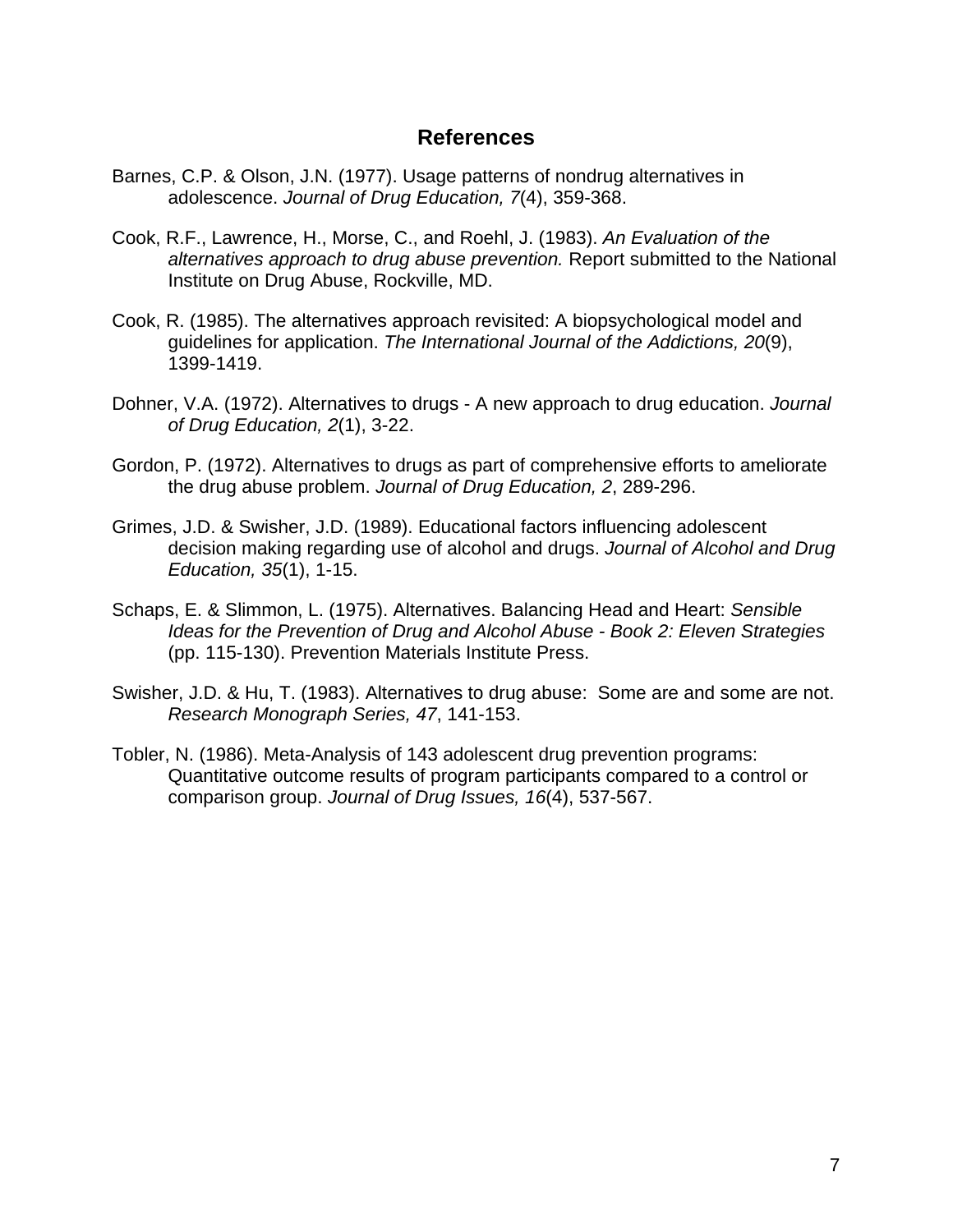## References

Barnes, C.P. & Olson, J.N. (1977). Usage patterns of nondrug alternatives in adolescence. *Journal of Drug Education, 7*(4), 359-368.

Cook, R.F., Lawrence, H., Morse, C., and Roehl, J. (1983). *An Evaluation of the alternatives approach to drug abuse prevention.* Report submitted to the National Institute on Drug Abuse, Rockville, MD.

Cook, R. (1985). The alternatives approach revisited: A biopsychological model and guidelines for application. *The International Journal of the Addictions, 20*(9), 1399-1419.

Dohner, V.A. (1972). Alternatives to drugs - A new approach to drug education. *Journal of Drug Education, 2*(1), 3-22.

Gordon, P. (1972). Alternatives to drugs as part of comprehensive efforts to ameliorate the drug abuse problem. *Journal of Drug Education, 2*, 289-296.

Grimes, J.D. & Swisher, J.D. (1989). Educational factors influencing adolescent decision making regarding use of alcohol and drugs. *Journal of Alcohol and Drug Education, 35*(1), 1-15.

Schaps, E. & Slimmon, L. (1975). Alternatives. Balancing Head and Heart: *Sensible Ideas for the Prevention of Drug and Alcohol Abuse - Book 2: Eleven Strategies* (pp. 115-130). Prevention Materials Institute Press.

Swisher, J.D. & Hu, T. (1983). Alternatives to drug abuse: Some are and some are not. *Research Monograph Series, 47*, 141-153.

Tobler, N. (1986). Meta-Analysis of 143 adolescent drug prevention programs: Quantitative outcome results of program participants compared to a control or comparison group. *Journal of Drug Issues, 16*(4), 537-567.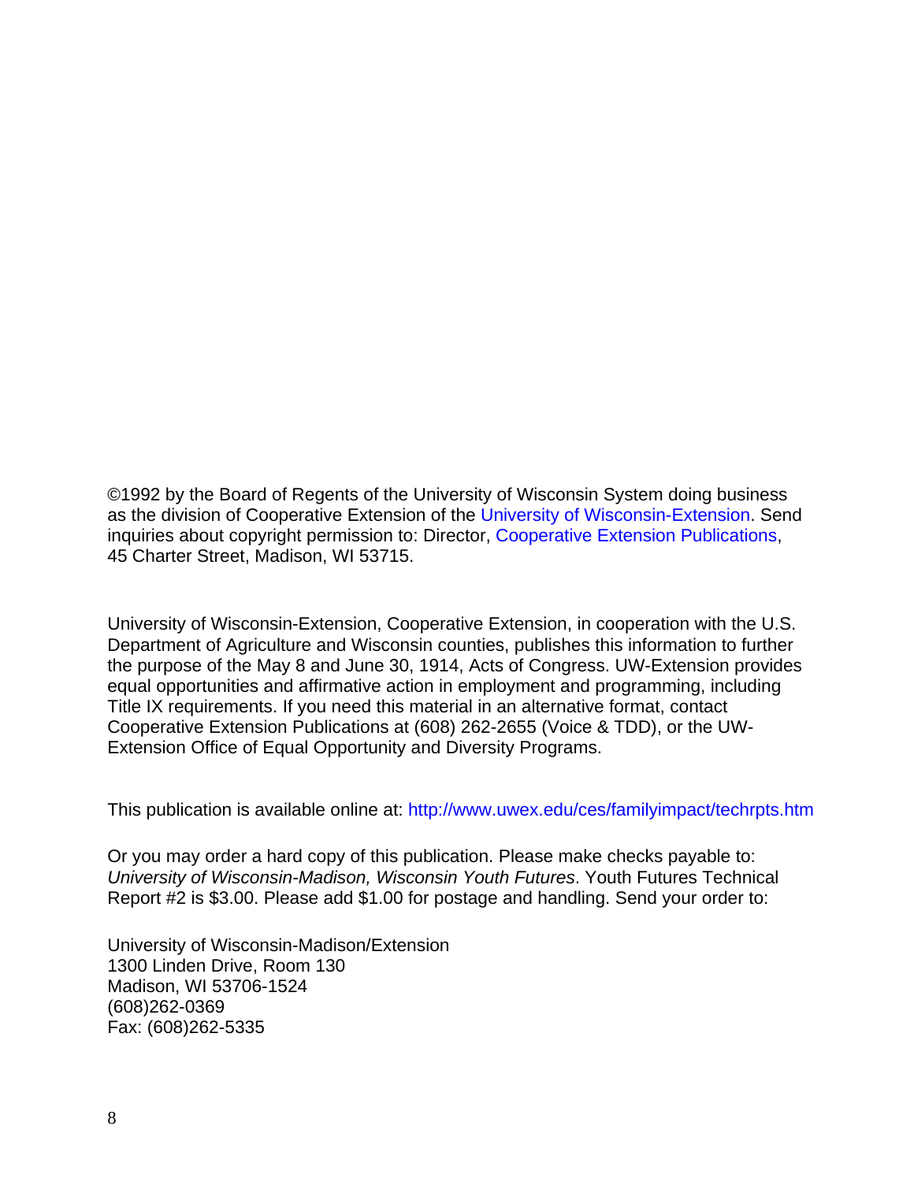©1992 by the Board of Regents of the University of Wisconsin System doing business as the division of Cooperative Extension of the University of Wisconsin-Extension. Send inquiries about copyright permission to: Director, Cooperative Extension Publications, 45 Charter Street, Madison, WI 53715.

University of Wisconsin-Extension, Cooperative Extension, in cooperation with the U.S. Department of Agriculture and Wisconsin counties, publishes this information to further the purpose of the May 8 and June 30, 1914, Acts of Congress. UW-Extension provides equal opportunities and affirmative action in employment and programming, including Title IX requirements. If you need this material in an alternative format, contact Cooperative Extension Publications at (608) 262-2655 (Voice & TDD), or the UW-Extension Office of Equal Opportunity and Diversity Programs.

This publication is available online at: http://www.uwex.edu/ces/familyimpact/techrpts.htm

Or you may order a hard copy of this publication. Please make checks payable to: *University of Wisconsin-Madison, Wisconsin Youth Futures*. Youth Futures Technical Report #2 is $3.00. Please add $1.00 for postage and handling. Send your order to:

University of Wisconsin-Madison/Extension
1300 Linden Drive, Room 130
Madison, WI 53706-1524
(608)262-0369
Fax: (608)262-5335